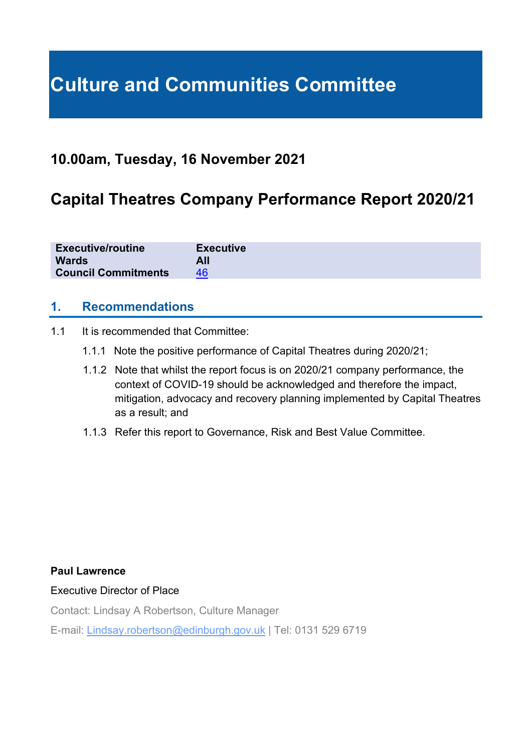# Culture and Communities Committee

## 10.00am, Tuesday, 16 November 2021

## Capital Theatres Company Performance Report 2020/21

| | |
|---|---|
| **Executive/routine** | **Executive** |
| **Wards** | **All** |
| **Council Commitments** | [46](#) |

## 1. Recommendations

1.1 It is recommended that Committee:

1.1.1 Note the positive performance of Capital Theatres during 2020/21;

1.1.2 Note that whilst the report focus is on 2020/21 company performance, the context of COVID-19 should be acknowledged and therefore the impact, mitigation, advocacy and recovery planning implemented by Capital Theatres as a result; and

1.1.3 Refer this report to Governance, Risk and Best Value Committee.

**Paul Lawrence**

Executive Director of Place

Contact: Lindsay A Robertson, Culture Manager

E-mail: [Lindsay.robertson@edinburgh.gov.uk](mailto:Lindsay.robertson@edinburgh.gov.uk) | Tel: 0131 529 6719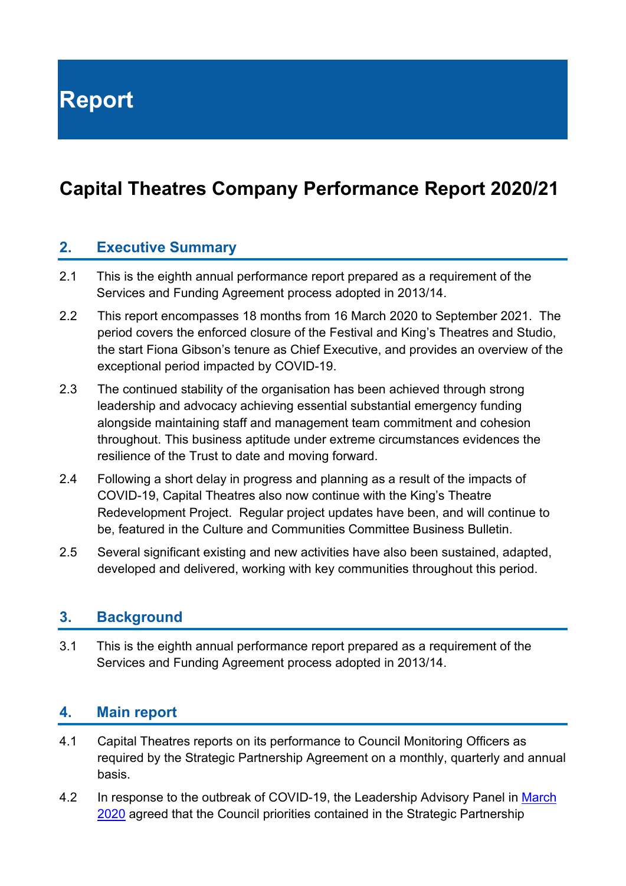# Report

## Capital Theatres Company Performance Report 2020/21

### 2. Executive Summary

2.1 This is the eighth annual performance report prepared as a requirement of the Services and Funding Agreement process adopted in 2013/14.

2.2 This report encompasses 18 months from 16 March 2020 to September 2021. The period covers the enforced closure of the Festival and King's Theatres and Studio, the start Fiona Gibson's tenure as Chief Executive, and provides an overview of the exceptional period impacted by COVID-19.

2.3 The continued stability of the organisation has been achieved through strong leadership and advocacy achieving essential substantial emergency funding alongside maintaining staff and management team commitment and cohesion throughout. This business aptitude under extreme circumstances evidences the resilience of the Trust to date and moving forward.

2.4 Following a short delay in progress and planning as a result of the impacts of COVID-19, Capital Theatres also now continue with the King's Theatre Redevelopment Project. Regular project updates have been, and will continue to be, featured in the Culture and Communities Committee Business Bulletin.

2.5 Several significant existing and new activities have also been sustained, adapted, developed and delivered, working with key communities throughout this period.

### 3. Background

3.1 This is the eighth annual performance report prepared as a requirement of the Services and Funding Agreement process adopted in 2013/14.

### 4. Main report

4.1 Capital Theatres reports on its performance to Council Monitoring Officers as required by the Strategic Partnership Agreement on a monthly, quarterly and annual basis.

4.2 In response to the outbreak of COVID-19, the Leadership Advisory Panel in March 2020 agreed that the Council priorities contained in the Strategic Partnership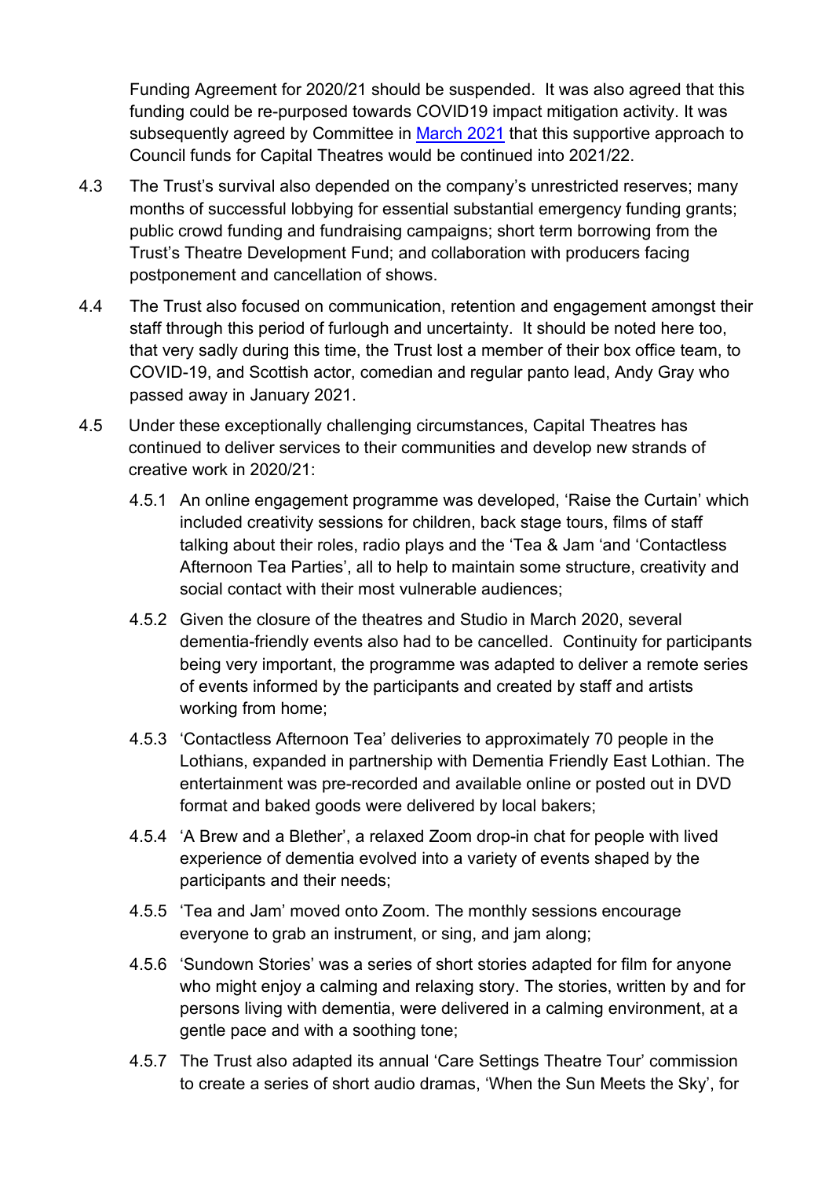Funding Agreement for 2020/21 should be suspended. It was also agreed that this funding could be re-purposed towards COVID19 impact mitigation activity. It was subsequently agreed by Committee in [March 2021](#) that this supportive approach to Council funds for Capital Theatres would be continued into 2021/22.

4.3 The Trust's survival also depended on the company's unrestricted reserves; many months of successful lobbying for essential substantial emergency funding grants; public crowd funding and fundraising campaigns; short term borrowing from the Trust's Theatre Development Fund; and collaboration with producers facing postponement and cancellation of shows.

4.4 The Trust also focused on communication, retention and engagement amongst their staff through this period of furlough and uncertainty. It should be noted here too, that very sadly during this time, the Trust lost a member of their box office team, to COVID-19, and Scottish actor, comedian and regular panto lead, Andy Gray who passed away in January 2021.

4.5 Under these exceptionally challenging circumstances, Capital Theatres has continued to deliver services to their communities and develop new strands of creative work in 2020/21:

4.5.1 An online engagement programme was developed, 'Raise the Curtain' which included creativity sessions for children, back stage tours, films of staff talking about their roles, radio plays and the 'Tea & Jam 'and 'Contactless Afternoon Tea Parties', all to help to maintain some structure, creativity and social contact with their most vulnerable audiences;

4.5.2 Given the closure of the theatres and Studio in March 2020, several dementia-friendly events also had to be cancelled. Continuity for participants being very important, the programme was adapted to deliver a remote series of events informed by the participants and created by staff and artists working from home;

4.5.3 'Contactless Afternoon Tea' deliveries to approximately 70 people in the Lothians, expanded in partnership with Dementia Friendly East Lothian. The entertainment was pre-recorded and available online or posted out in DVD format and baked goods were delivered by local bakers;

4.5.4 'A Brew and a Blether', a relaxed Zoom drop-in chat for people with lived experience of dementia evolved into a variety of events shaped by the participants and their needs;

4.5.5 'Tea and Jam' moved onto Zoom. The monthly sessions encourage everyone to grab an instrument, or sing, and jam along;

4.5.6 'Sundown Stories' was a series of short stories adapted for film for anyone who might enjoy a calming and relaxing story. The stories, written by and for persons living with dementia, were delivered in a calming environment, at a gentle pace and with a soothing tone;

4.5.7 The Trust also adapted its annual 'Care Settings Theatre Tour' commission to create a series of short audio dramas, 'When the Sun Meets the Sky', for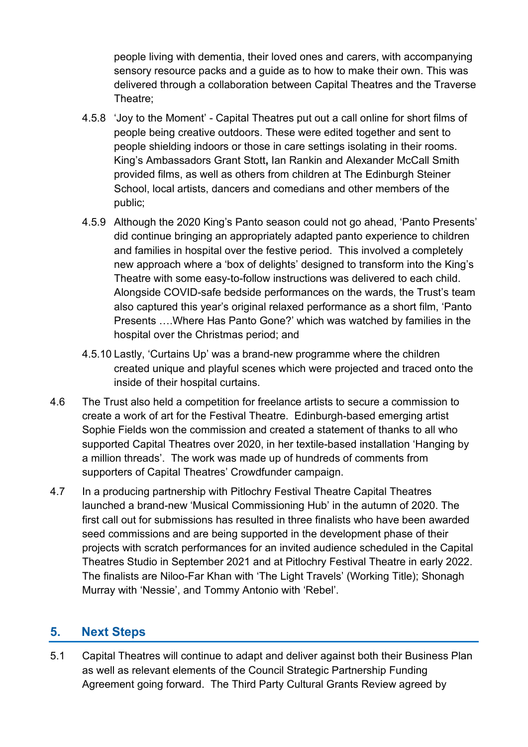people living with dementia, their loved ones and carers, with accompanying sensory resource packs and a guide as to how to make their own. This was delivered through a collaboration between Capital Theatres and the Traverse Theatre;

4.5.8 'Joy to the Moment' - Capital Theatres put out a call online for short films of people being creative outdoors. These were edited together and sent to people shielding indoors or those in care settings isolating in their rooms. King's Ambassadors Grant Stott**,** Ian Rankin and Alexander McCall Smith provided films, as well as others from children at The Edinburgh Steiner School, local artists, dancers and comedians and other members of the public;

4.5.9 Although the 2020 King's Panto season could not go ahead, 'Panto Presents' did continue bringing an appropriately adapted panto experience to children and families in hospital over the festive period. This involved a completely new approach where a 'box of delights' designed to transform into the King's Theatre with some easy-to-follow instructions was delivered to each child. Alongside COVID-safe bedside performances on the wards, the Trust's team also captured this year's original relaxed performance as a short film, 'Panto Presents ….Where Has Panto Gone?' which was watched by families in the hospital over the Christmas period; and

4.5.10 Lastly, 'Curtains Up' was a brand-new programme where the children created unique and playful scenes which were projected and traced onto the inside of their hospital curtains.

4.6 The Trust also held a competition for freelance artists to secure a commission to create a work of art for the Festival Theatre. Edinburgh-based emerging artist Sophie Fields won the commission and created a statement of thanks to all who supported Capital Theatres over 2020, in her textile-based installation 'Hanging by a million threads'. The work was made up of hundreds of comments from supporters of Capital Theatres' Crowdfunder campaign.

4.7 In a producing partnership with Pitlochry Festival Theatre Capital Theatres launched a brand-new 'Musical Commissioning Hub' in the autumn of 2020. The first call out for submissions has resulted in three finalists who have been awarded seed commissions and are being supported in the development phase of their projects with scratch performances for an invited audience scheduled in the Capital Theatres Studio in September 2021 and at Pitlochry Festival Theatre in early 2022. The finalists are Niloo-Far Khan with 'The Light Travels' (Working Title); Shonagh Murray with 'Nessie', and Tommy Antonio with 'Rebel'.

## 5. Next Steps

5.1 Capital Theatres will continue to adapt and deliver against both their Business Plan as well as relevant elements of the Council Strategic Partnership Funding Agreement going forward. The Third Party Cultural Grants Review agreed by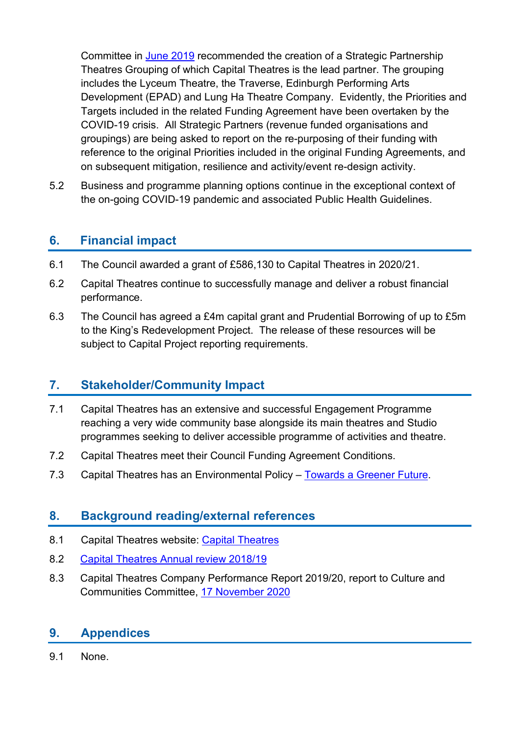Committee in June 2019 recommended the creation of a Strategic Partnership Theatres Grouping of which Capital Theatres is the lead partner. The grouping includes the Lyceum Theatre, the Traverse, Edinburgh Performing Arts Development (EPAD) and Lung Ha Theatre Company. Evidently, the Priorities and Targets included in the related Funding Agreement have been overtaken by the COVID-19 crisis. All Strategic Partners (revenue funded organisations and groupings) are being asked to report on the re-purposing of their funding with reference to the original Priorities included in the original Funding Agreements, and on subsequent mitigation, resilience and activity/event re-design activity.

5.2 Business and programme planning options continue in the exceptional context of the on-going COVID-19 pandemic and associated Public Health Guidelines.

## 6. Financial impact

6.1 The Council awarded a grant of £586,130 to Capital Theatres in 2020/21.

6.2 Capital Theatres continue to successfully manage and deliver a robust financial performance.

6.3 The Council has agreed a £4m capital grant and Prudential Borrowing of up to £5m to the King's Redevelopment Project. The release of these resources will be subject to Capital Project reporting requirements.

## 7. Stakeholder/Community Impact

7.1 Capital Theatres has an extensive and successful Engagement Programme reaching a very wide community base alongside its main theatres and Studio programmes seeking to deliver accessible programme of activities and theatre.

7.2 Capital Theatres meet their Council Funding Agreement Conditions.

7.3 Capital Theatres has an Environmental Policy – Towards a Greener Future.

## 8. Background reading/external references

8.1 Capital Theatres website: Capital Theatres

8.2 Capital Theatres Annual review 2018/19

8.3 Capital Theatres Company Performance Report 2019/20, report to Culture and Communities Committee, 17 November 2020

## 9. Appendices

9.1 None.